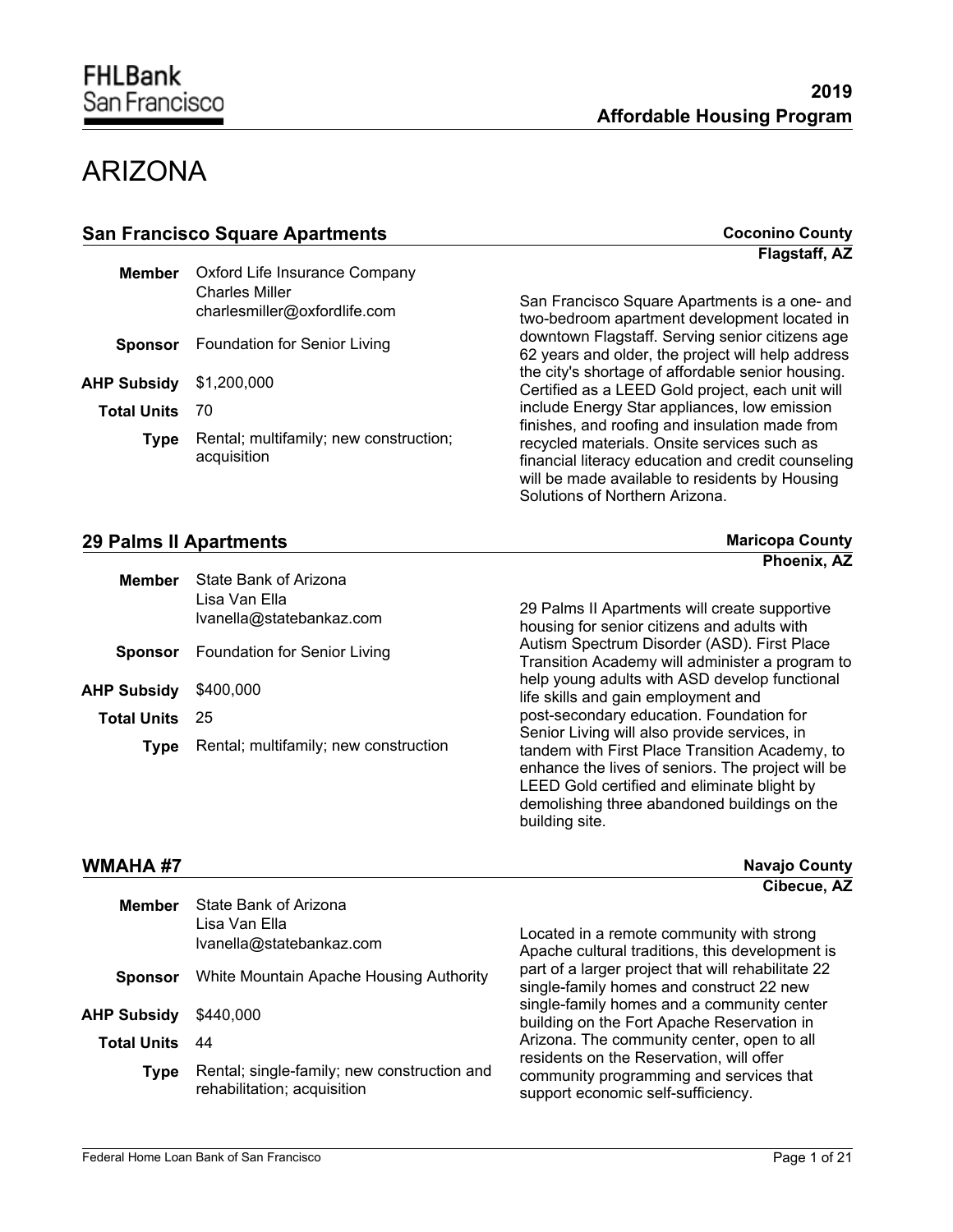FHLBank San Francisco

**2019**
**Affordable Housing Program**

# ARIZONA

## San Francisco Square Apartments

**Coconino County**
**Flagstaff, AZ**

**Member** Oxford Life Insurance Company
Charles Miller
charlesmiller@oxfordlife.com

**Sponsor** Foundation for Senior Living

**AHP Subsidy** $1,200,000

**Total Units** 70

**Type** Rental; multifamily; new construction; acquisition

San Francisco Square Apartments is a one- and two-bedroom apartment development located in downtown Flagstaff. Serving senior citizens age 62 years and older, the project will help address the city's shortage of affordable senior housing. Certified as a LEED Gold project, each unit will include Energy Star appliances, low emission finishes, and roofing and insulation made from recycled materials. Onsite services such as financial literacy education and credit counseling will be made available to residents by Housing Solutions of Northern Arizona.

## 29 Palms II Apartments

**Maricopa County**
**Phoenix, AZ**

**Member** State Bank of Arizona
Lisa Van Ella
lvanella@statebankaz.com

**Sponsor** Foundation for Senior Living

**AHP Subsidy** $400,000

**Total Units** 25

**Type** Rental; multifamily; new construction

29 Palms II Apartments will create supportive housing for senior citizens and adults with Autism Spectrum Disorder (ASD). First Place Transition Academy will administer a program to help young adults with ASD develop functional life skills and gain employment and post-secondary education. Foundation for Senior Living will also provide services, in tandem with First Place Transition Academy, to enhance the lives of seniors. The project will be LEED Gold certified and eliminate blight by demolishing three abandoned buildings on the building site.

## WMAHA #7

**Navajo County**
**Cibecue, AZ**

**Member** State Bank of Arizona
Lisa Van Ella
lvanella@statebankaz.com

**Sponsor** White Mountain Apache Housing Authority

**AHP Subsidy** $440,000

**Total Units** 44

**Type** Rental; single-family; new construction and rehabilitation; acquisition

Located in a remote community with strong Apache cultural traditions, this development is part of a larger project that will rehabilitate 22 single-family homes and construct 22 new single-family homes and a community center building on the Fort Apache Reservation in Arizona. The community center, open to all residents on the Reservation, will offer community programming and services that support economic self-sufficiency.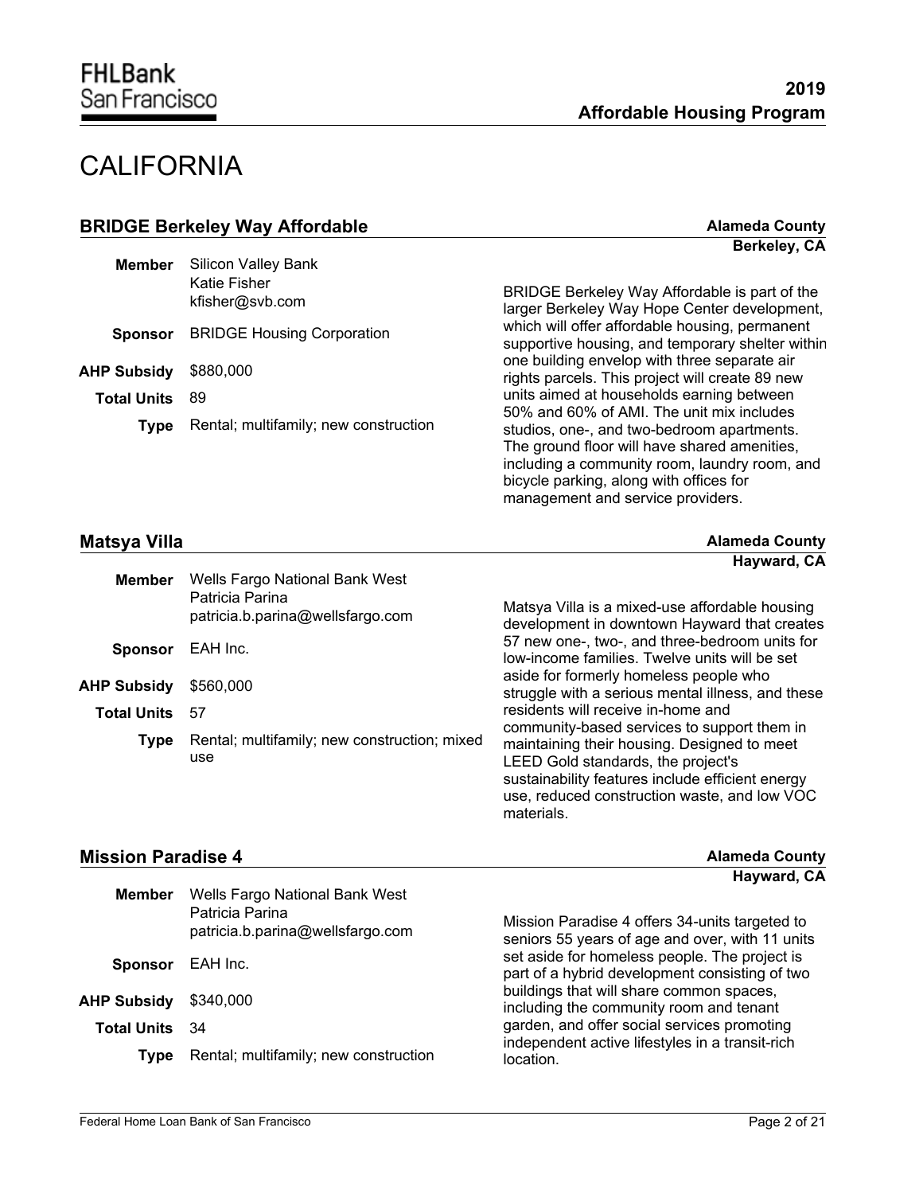# CALIFORNIA

## BRIDGE Berkeley Way Affordable

**Alameda County**
**Berkeley, CA**

**Member** Silicon Valley Bank
Katie Fisher
kfisher@svb.com

**Sponsor** BRIDGE Housing Corporation

**AHP Subsidy** $880,000

**Total Units** 89

**Type** Rental; multifamily; new construction

BRIDGE Berkeley Way Affordable is part of the larger Berkeley Way Hope Center development, which will offer affordable housing, permanent supportive housing, and temporary shelter within one building envelop with three separate air rights parcels. This project will create 89 new units aimed at households earning between 50% and 60% of AMI. The unit mix includes studios, one-, and two-bedroom apartments. The ground floor will have shared amenities, including a community room, laundry room, and bicycle parking, along with offices for management and service providers.

## Matsya Villa

**Alameda County**
**Hayward, CA**

**Member** Wells Fargo National Bank West
Patricia Parina
patricia.b.parina@wellsfargo.com

**Sponsor** EAH Inc.

**AHP Subsidy** $560,000

**Total Units** 57

**Type** Rental; multifamily; new construction; mixed use

Matsya Villa is a mixed-use affordable housing development in downtown Hayward that creates 57 new one-, two-, and three-bedroom units for low-income families. Twelve units will be set aside for formerly homeless people who struggle with a serious mental illness, and these residents will receive in-home and community-based services to support them in maintaining their housing. Designed to meet LEED Gold standards, the project's sustainability features include efficient energy use, reduced construction waste, and low VOC materials.

## Mission Paradise 4

**Alameda County**
**Hayward, CA**

**Member** Wells Fargo National Bank West
Patricia Parina
patricia.b.parina@wellsfargo.com

**Sponsor** EAH Inc.

**AHP Subsidy** $340,000

**Total Units** 34

**Type** Rental; multifamily; new construction

Mission Paradise 4 offers 34-units targeted to seniors 55 years of age and over, with 11 units set aside for homeless people. The project is part of a hybrid development consisting of two buildings that will share common spaces, including the community room and tenant garden, and offer social services promoting independent active lifestyles in a transit-rich location.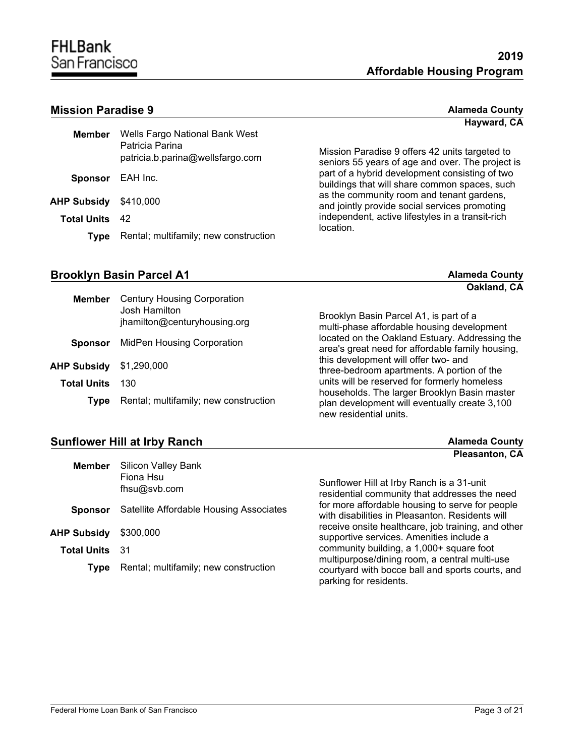## Mission Paradise 9

**Alameda County**
**Hayward, CA**

| | |
|---|---|
| **Member** | Wells Fargo National Bank West<br>Patricia Parina<br>patricia.b.parina@wellsfargo.com |
| **Sponsor** | EAH Inc. |
| **AHP Subsidy** | $410,000 |
| **Total Units** | 42 |
| **Type** | Rental; multifamily; new construction |

Mission Paradise 9 offers 42 units targeted to seniors 55 years of age and over. The project is part of a hybrid development consisting of two buildings that will share common spaces, such as the community room and tenant gardens, and jointly provide social services promoting independent, active lifestyles in a transit-rich location.

## Brooklyn Basin Parcel A1

**Alameda County**
**Oakland, CA**

| | |
|---|---|
| **Member** | Century Housing Corporation<br>Josh Hamilton<br>jhamilton@centuryhousing.org |
| **Sponsor** | MidPen Housing Corporation |
| **AHP Subsidy** | $1,290,000 |
| **Total Units** | 130 |
| **Type** | Rental; multifamily; new construction |

Brooklyn Basin Parcel A1, is part of a multi-phase affordable housing development located on the Oakland Estuary. Addressing the area's great need for affordable family housing, this development will offer two- and three-bedroom apartments. A portion of the units will be reserved for formerly homeless households. The larger Brooklyn Basin master plan development will eventually create 3,100 new residential units.

## Sunflower Hill at Irby Ranch

**Alameda County**
**Pleasanton, CA**

| | |
|---|---|
| **Member** | Silicon Valley Bank<br>Fiona Hsu<br>fhsu@svb.com |
| **Sponsor** | Satellite Affordable Housing Associates |
| **AHP Subsidy** | $300,000 |
| **Total Units** | 31 |
| **Type** | Rental; multifamily; new construction |

Sunflower Hill at Irby Ranch is a 31-unit residential community that addresses the need for more affordable housing to serve for people with disabilities in Pleasanton. Residents will receive onsite healthcare, job training, and other supportive services. Amenities include a community building, a 1,000+ square foot multipurpose/dining room, a central multi-use courtyard with bocce ball and sports courts, and parking for residents.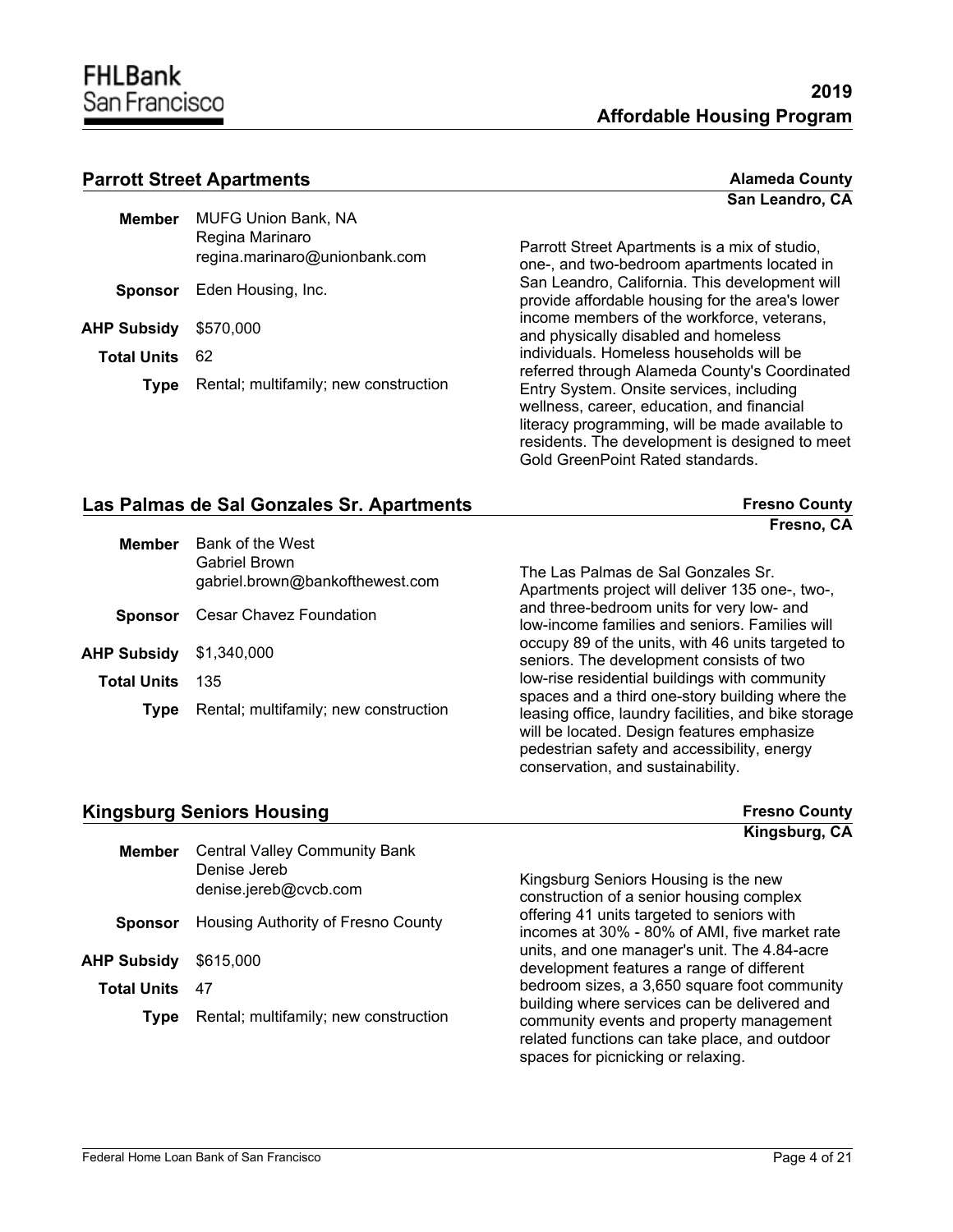## Parrott Street Apartments

**Alameda County**
**San Leandro, CA**

**Member** MUFG Union Bank, NA
Regina Marinaro
regina.marinaro@unionbank.com

**Sponsor** Eden Housing, Inc.

**AHP Subsidy** $570,000

**Total Units** 62

**Type** Rental; multifamily; new construction

Parrott Street Apartments is a mix of studio, one-, and two-bedroom apartments located in San Leandro, California. This development will provide affordable housing for the area's lower income members of the workforce, veterans, and physically disabled and homeless individuals. Homeless households will be referred through Alameda County's Coordinated Entry System. Onsite services, including wellness, career, education, and financial literacy programming, will be made available to residents. The development is designed to meet Gold GreenPoint Rated standards.

## Las Palmas de Sal Gonzales Sr. Apartments

**Fresno County**
**Fresno, CA**

**Member** Bank of the West
Gabriel Brown
gabriel.brown@bankofthewest.com

**Sponsor** Cesar Chavez Foundation

**AHP Subsidy** $1,340,000

**Total Units** 135

**Type** Rental; multifamily; new construction

The Las Palmas de Sal Gonzales Sr. Apartments project will deliver 135 one-, two-, and three-bedroom units for very low- and low-income families and seniors. Families will occupy 89 of the units, with 46 units targeted to seniors. The development consists of two low-rise residential buildings with community spaces and a third one-story building where the leasing office, laundry facilities, and bike storage will be located. Design features emphasize pedestrian safety and accessibility, energy conservation, and sustainability.

## Kingsburg Seniors Housing

**Fresno County**
**Kingsburg, CA**

**Member** Central Valley Community Bank
Denise Jereb
denise.jereb@cvcb.com

**Sponsor** Housing Authority of Fresno County

**AHP Subsidy** $615,000

**Total Units** 47

**Type** Rental; multifamily; new construction

Kingsburg Seniors Housing is the new construction of a senior housing complex offering 41 units targeted to seniors with incomes at 30% - 80% of AMI, five market rate units, and one manager's unit. The 4.84-acre development features a range of different bedroom sizes, a 3,650 square foot community building where services can be delivered and community events and property management related functions can take place, and outdoor spaces for picnicking or relaxing.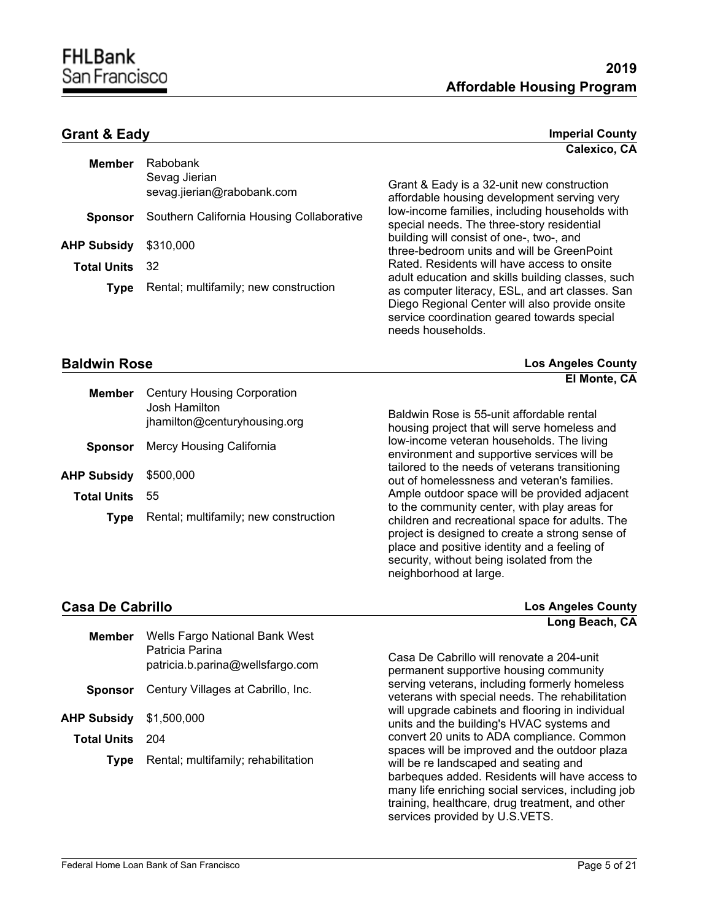## Grant & Eady

**Imperial County**
**Calexico, CA**

**Member** Rabobank
Sevag Jierian
sevag.jierian@rabobank.com

**Sponsor** Southern California Housing Collaborative

**AHP Subsidy** $310,000

**Total Units** 32

**Type** Rental; multifamily; new construction

Grant & Eady is a 32-unit new construction affordable housing development serving very low-income families, including households with special needs. The three-story residential building will consist of one-, two-, and three-bedroom units and will be GreenPoint Rated. Residents will have access to onsite adult education and skills building classes, such as computer literacy, ESL, and art classes. San Diego Regional Center will also provide onsite service coordination geared towards special needs households.

## Baldwin Rose

**Los Angeles County**
**El Monte, CA**

**Member** Century Housing Corporation
Josh Hamilton
jhamilton@centuryhousing.org

**Sponsor** Mercy Housing California

**AHP Subsidy** $500,000

**Total Units** 55

**Type** Rental; multifamily; new construction

Baldwin Rose is 55-unit affordable rental housing project that will serve homeless and low-income veteran households. The living environment and supportive services will be tailored to the needs of veterans transitioning out of homelessness and veteran's families. Ample outdoor space will be provided adjacent to the community center, with play areas for children and recreational space for adults. The project is designed to create a strong sense of place and positive identity and a feeling of security, without being isolated from the neighborhood at large.

## Casa De Cabrillo

**Los Angeles County**
**Long Beach, CA**

**Member** Wells Fargo National Bank West
Patricia Parina
patricia.b.parina@wellsfargo.com

**Sponsor** Century Villages at Cabrillo, Inc.

**AHP Subsidy** $1,500,000

**Total Units** 204

**Type** Rental; multifamily; rehabilitation

Casa De Cabrillo will renovate a 204-unit permanent supportive housing community serving veterans, including formerly homeless veterans with special needs. The rehabilitation will upgrade cabinets and flooring in individual units and the building's HVAC systems and convert 20 units to ADA compliance. Common spaces will be improved and the outdoor plaza will be re landscaped and seating and barbeques added. Residents will have access to many life enriching social services, including job training, healthcare, drug treatment, and other services provided by U.S.VETS.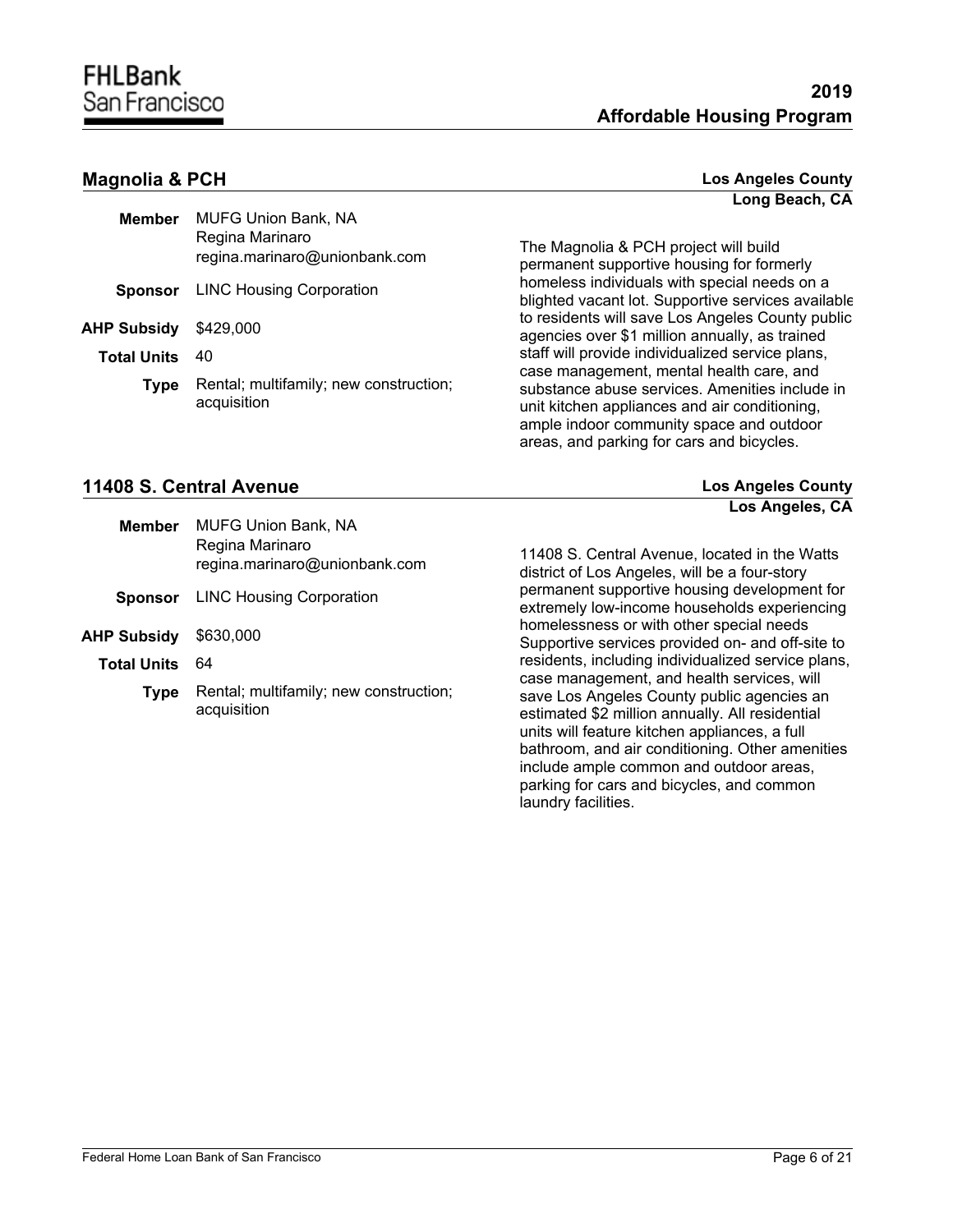## Magnolia & PCH

**Los Angeles County**
**Long Beach, CA**

| | |
|---|---|
| **Member** | MUFG Union Bank, NA<br>Regina Marinaro<br>regina.marinaro@unionbank.com |
| **Sponsor** | LINC Housing Corporation |
| **AHP Subsidy** | $429,000 |
| **Total Units** | 40 |
| **Type** | Rental; multifamily; new construction; acquisition |

The Magnolia & PCH project will build permanent supportive housing for formerly homeless individuals with special needs on a blighted vacant lot. Supportive services available to residents will save Los Angeles County public agencies over $1 million annually, as trained staff will provide individualized service plans, case management, mental health care, and substance abuse services. Amenities include in unit kitchen appliances and air conditioning, ample indoor community space and outdoor areas, and parking for cars and bicycles.

## 11408 S. Central Avenue

**Los Angeles County**
**Los Angeles, CA**

| | |
|---|---|
| **Member** | MUFG Union Bank, NA<br>Regina Marinaro<br>regina.marinaro@unionbank.com |
| **Sponsor** | LINC Housing Corporation |
| **AHP Subsidy** | $630,000 |
| **Total Units** | 64 |
| **Type** | Rental; multifamily; new construction; acquisition |

11408 S. Central Avenue, located in the Watts district of Los Angeles, will be a four-story permanent supportive housing development for extremely low-income households experiencing homelessness or with other special needs Supportive services provided on- and off-site to residents, including individualized service plans, case management, and health services, will save Los Angeles County public agencies an estimated $2 million annually. All residential units will feature kitchen appliances, a full bathroom, and air conditioning. Other amenities include ample common and outdoor areas, parking for cars and bicycles, and common laundry facilities.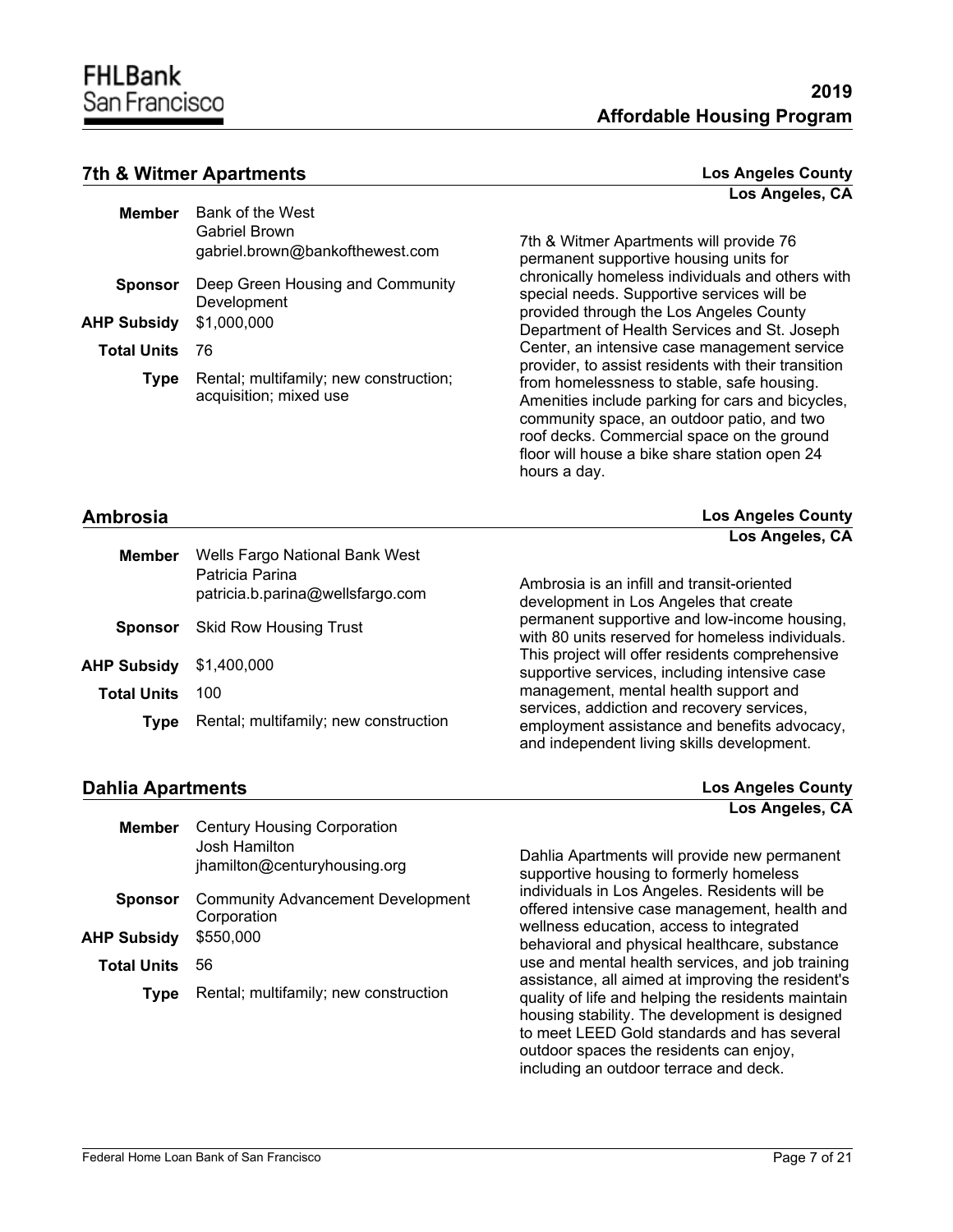## 7th & Witmer Apartments

**Los Angeles County**
**Los Angeles, CA**

**Member** Bank of the West
Gabriel Brown
gabriel.brown@bankofthewest.com

**Sponsor** Deep Green Housing and Community Development

**AHP Subsidy** $1,000,000

**Total Units** 76

**Type** Rental; multifamily; new construction; acquisition; mixed use

7th & Witmer Apartments will provide 76 permanent supportive housing units for chronically homeless individuals and others with special needs. Supportive services will be provided through the Los Angeles County Department of Health Services and St. Joseph Center, an intensive case management service provider, to assist residents with their transition from homelessness to stable, safe housing. Amenities include parking for cars and bicycles, community space, an outdoor patio, and two roof decks. Commercial space on the ground floor will house a bike share station open 24 hours a day.

## Ambrosia

**Los Angeles County**
**Los Angeles, CA**

**Member** Wells Fargo National Bank West
Patricia Parina
patricia.b.parina@wellsfargo.com

**Sponsor** Skid Row Housing Trust

**AHP Subsidy** $1,400,000

**Total Units** 100

**Type** Rental; multifamily; new construction

Ambrosia is an infill and transit-oriented development in Los Angeles that create permanent supportive and low-income housing, with 80 units reserved for homeless individuals. This project will offer residents comprehensive supportive services, including intensive case management, mental health support and services, addiction and recovery services, employment assistance and benefits advocacy, and independent living skills development.

## Dahlia Apartments

**Los Angeles County**
**Los Angeles, CA**

**Member** Century Housing Corporation
Josh Hamilton
jhamilton@centuryhousing.org

**Sponsor** Community Advancement Development Corporation

**AHP Subsidy** $550,000

**Total Units** 56

**Type** Rental; multifamily; new construction

Dahlia Apartments will provide new permanent supportive housing to formerly homeless individuals in Los Angeles. Residents will be offered intensive case management, health and wellness education, access to integrated behavioral and physical healthcare, substance use and mental health services, and job training assistance, all aimed at improving the resident's quality of life and helping the residents maintain housing stability. The development is designed to meet LEED Gold standards and has several outdoor spaces the residents can enjoy, including an outdoor terrace and deck.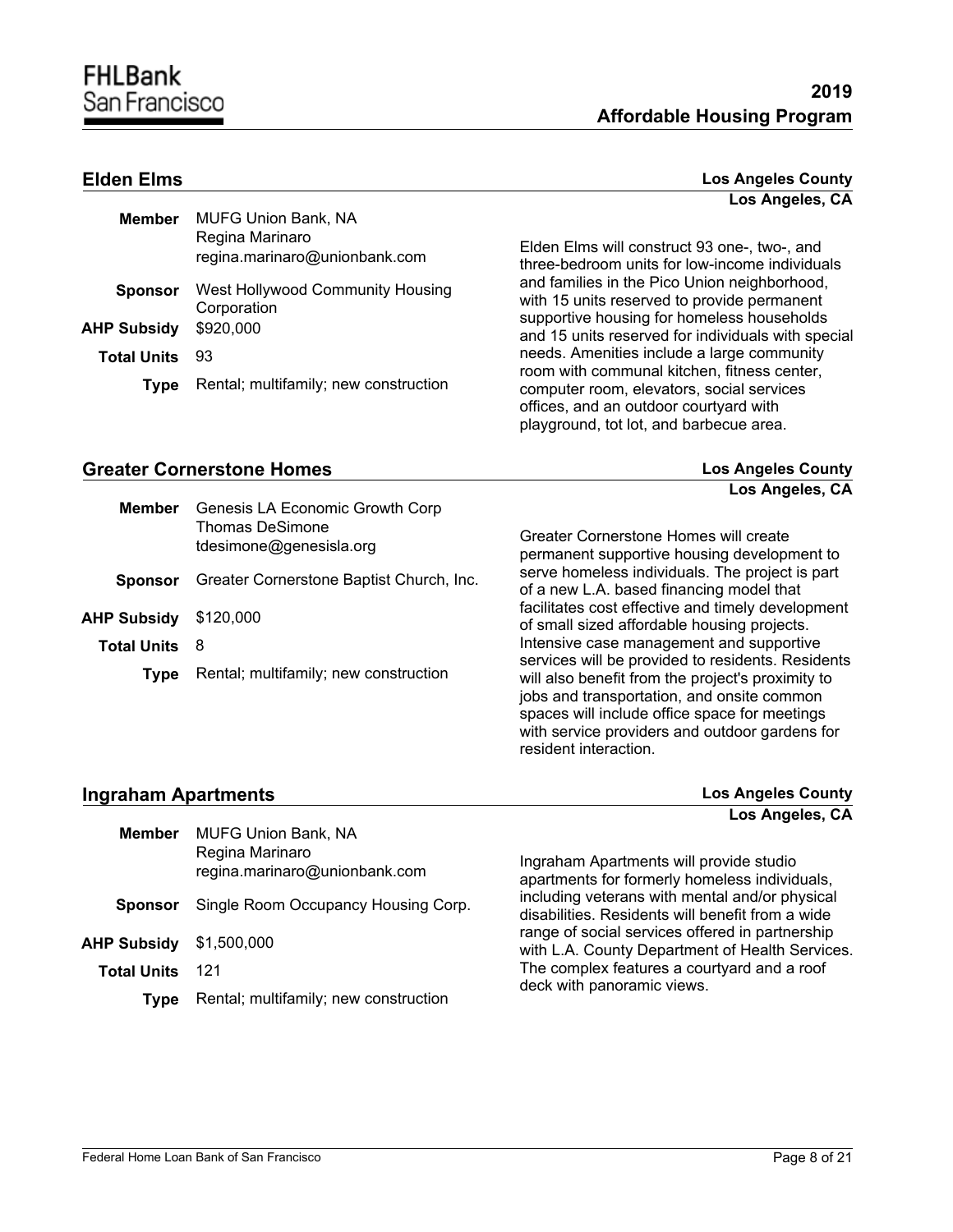## Elden Elms

**Los Angeles County**
**Los Angeles, CA**

| | |
|---|---|
| **Member** | MUFG Union Bank, NA<br>Regina Marinaro<br>regina.marinaro@unionbank.com |
| **Sponsor** | West Hollywood Community Housing Corporation |
| **AHP Subsidy** | $920,000 |
| **Total Units** | 93 |
| **Type** | Rental; multifamily; new construction |

Elden Elms will construct 93 one-, two-, and three-bedroom units for low-income individuals and families in the Pico Union neighborhood, with 15 units reserved to provide permanent supportive housing for homeless households and 15 units reserved for individuals with special needs. Amenities include a large community room with communal kitchen, fitness center, computer room, elevators, social services offices, and an outdoor courtyard with playground, tot lot, and barbecue area.

## Greater Cornerstone Homes

**Los Angeles County**
**Los Angeles, CA**

| | |
|---|---|
| **Member** | Genesis LA Economic Growth Corp<br>Thomas DeSimone<br>tdesimone@genesisla.org |
| **Sponsor** | Greater Cornerstone Baptist Church, Inc. |
| **AHP Subsidy** | $120,000 |
| **Total Units** | 8 |
| **Type** | Rental; multifamily; new construction |

Greater Cornerstone Homes will create permanent supportive housing development to serve homeless individuals. The project is part of a new L.A. based financing model that facilitates cost effective and timely development of small sized affordable housing projects. Intensive case management and supportive services will be provided to residents. Residents will also benefit from the project's proximity to jobs and transportation, and onsite common spaces will include office space for meetings with service providers and outdoor gardens for resident interaction.

## Ingraham Apartments

**Los Angeles County**
**Los Angeles, CA**

| | |
|---|---|
| **Member** | MUFG Union Bank, NA<br>Regina Marinaro<br>regina.marinaro@unionbank.com |
| **Sponsor** | Single Room Occupancy Housing Corp. |
| **AHP Subsidy** | $1,500,000 |
| **Total Units** | 121 |
| **Type** | Rental; multifamily; new construction |

Ingraham Apartments will provide studio apartments for formerly homeless individuals, including veterans with mental and/or physical disabilities. Residents will benefit from a wide range of social services offered in partnership with L.A. County Department of Health Services. The complex features a courtyard and a roof deck with panoramic views.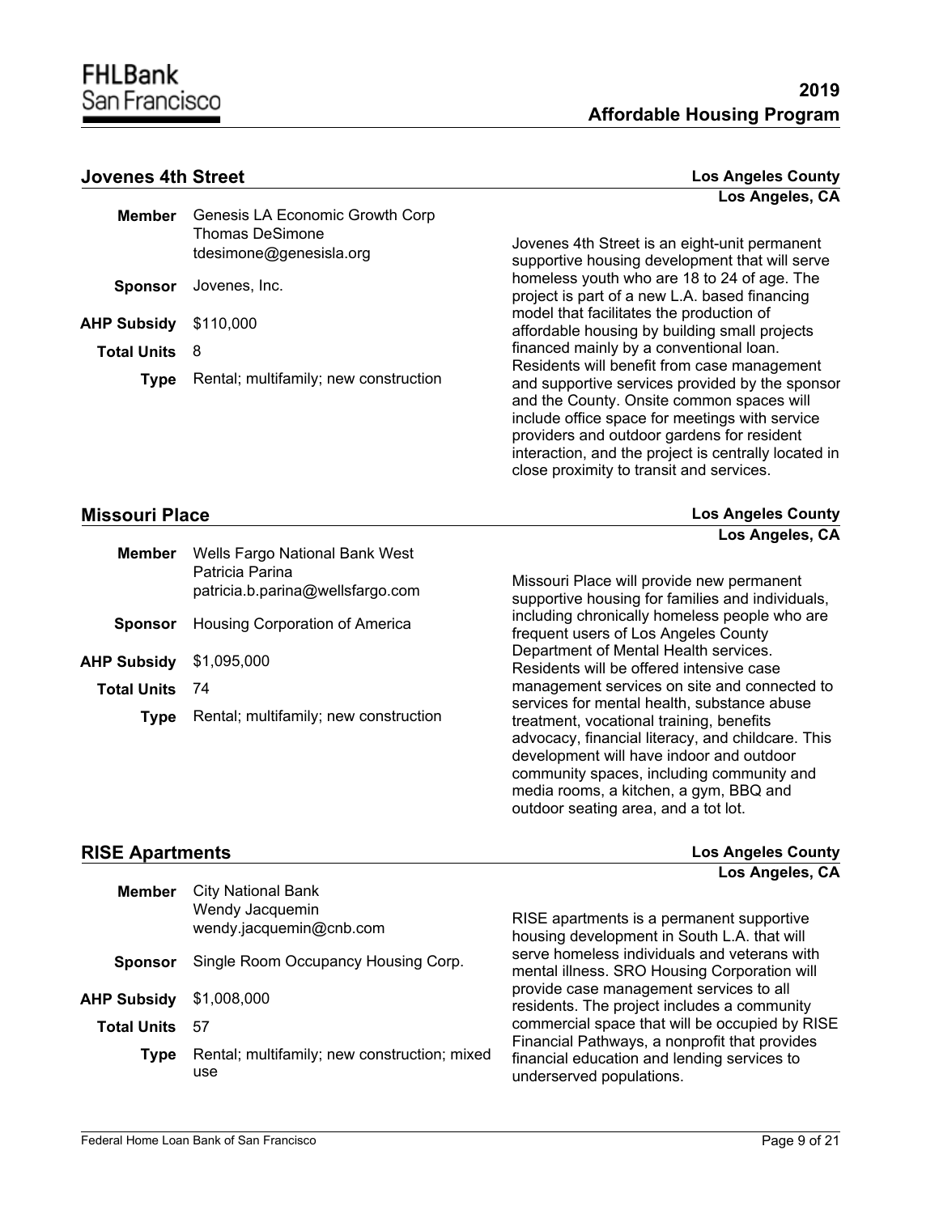## Jovenes 4th Street

**Los Angeles County**
**Los Angeles, CA**

**Member** Genesis LA Economic Growth Corp
Thomas DeSimone
tdesimone@genesisla.org

**Sponsor** Jovenes, Inc.

**AHP Subsidy** $110,000

**Total Units** 8

**Type** Rental; multifamily; new construction

Jovenes 4th Street is an eight-unit permanent supportive housing development that will serve homeless youth who are 18 to 24 of age. The project is part of a new L.A. based financing model that facilitates the production of affordable housing by building small projects financed mainly by a conventional loan. Residents will benefit from case management and supportive services provided by the sponsor and the County. Onsite common spaces will include office space for meetings with service providers and outdoor gardens for resident interaction, and the project is centrally located in close proximity to transit and services.

## Missouri Place

**Los Angeles County**
**Los Angeles, CA**

**Member** Wells Fargo National Bank West
Patricia Parina
patricia.b.parina@wellsfargo.com

**Sponsor** Housing Corporation of America

**AHP Subsidy** $1,095,000

**Total Units** 74

**Type** Rental; multifamily; new construction

Missouri Place will provide new permanent supportive housing for families and individuals, including chronically homeless people who are frequent users of Los Angeles County Department of Mental Health services. Residents will be offered intensive case management services on site and connected to services for mental health, substance abuse treatment, vocational training, benefits advocacy, financial literacy, and childcare. This development will have indoor and outdoor community spaces, including community and media rooms, a kitchen, a gym, BBQ and outdoor seating area, and a tot lot.

## RISE Apartments

**Los Angeles County**
**Los Angeles, CA**

**Member** City National Bank
Wendy Jacquemin
wendy.jacquemin@cnb.com

**Sponsor** Single Room Occupancy Housing Corp.

**AHP Subsidy** $1,008,000

**Total Units** 57

**Type** Rental; multifamily; new construction; mixed use

RISE apartments is a permanent supportive housing development in South L.A. that will serve homeless individuals and veterans with mental illness. SRO Housing Corporation will provide case management services to all residents. The project includes a community commercial space that will be occupied by RISE Financial Pathways, a nonprofit that provides financial education and lending services to underserved populations.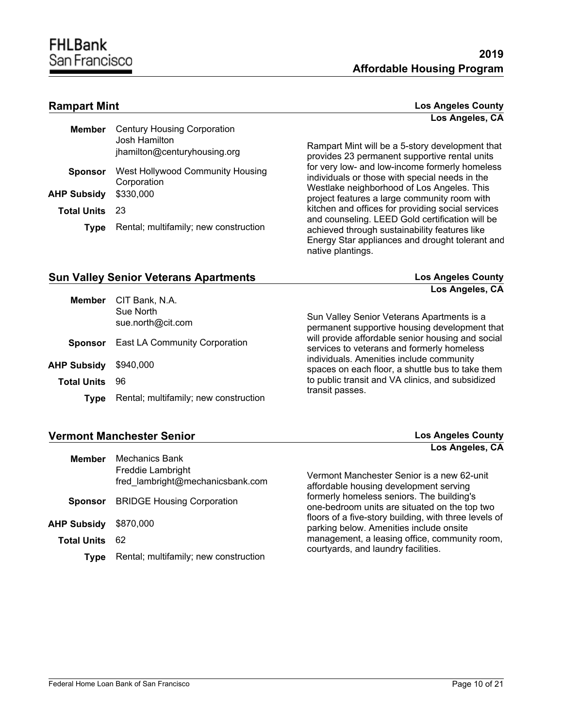## Rampart Mint

**Los Angeles County**
**Los Angeles, CA**

| | |
|---|---|
| **Member** | Century Housing Corporation<br>Josh Hamilton<br>jhamilton@centuryhousing.org |
| **Sponsor** | West Hollywood Community Housing Corporation |
| **AHP Subsidy** | $330,000 |
| **Total Units** | 23 |
| **Type** | Rental; multifamily; new construction |

Rampart Mint will be a 5-story development that provides 23 permanent supportive rental units for very low- and low-income formerly homeless individuals or those with special needs in the Westlake neighborhood of Los Angeles. This project features a large community room with kitchen and offices for providing social services and counseling. LEED Gold certification will be achieved through sustainability features like Energy Star appliances and drought tolerant and native plantings.

## Sun Valley Senior Veterans Apartments

**Los Angeles County**
**Los Angeles, CA**

| | |
|---|---|
| **Member** | CIT Bank, N.A.<br>Sue North<br>sue.north@cit.com |
| **Sponsor** | East LA Community Corporation |
| **AHP Subsidy** | $940,000 |
| **Total Units** | 96 |
| **Type** | Rental; multifamily; new construction |

Sun Valley Senior Veterans Apartments is a permanent supportive housing development that will provide affordable senior housing and social services to veterans and formerly homeless individuals. Amenities include community spaces on each floor, a shuttle bus to take them to public transit and VA clinics, and subsidized transit passes.

## Vermont Manchester Senior

**Los Angeles County**
**Los Angeles, CA**

| | |
|---|---|
| **Member** | Mechanics Bank<br>Freddie Lambright<br>fred_lambright@mechanicsbank.com |
| **Sponsor** | BRIDGE Housing Corporation |
| **AHP Subsidy** | $870,000 |
| **Total Units** | 62 |
| **Type** | Rental; multifamily; new construction |

Vermont Manchester Senior is a new 62-unit affordable housing development serving formerly homeless seniors. The building's one-bedroom units are situated on the top two floors of a five-story building, with three levels of parking below. Amenities include onsite management, a leasing office, community room, courtyards, and laundry facilities.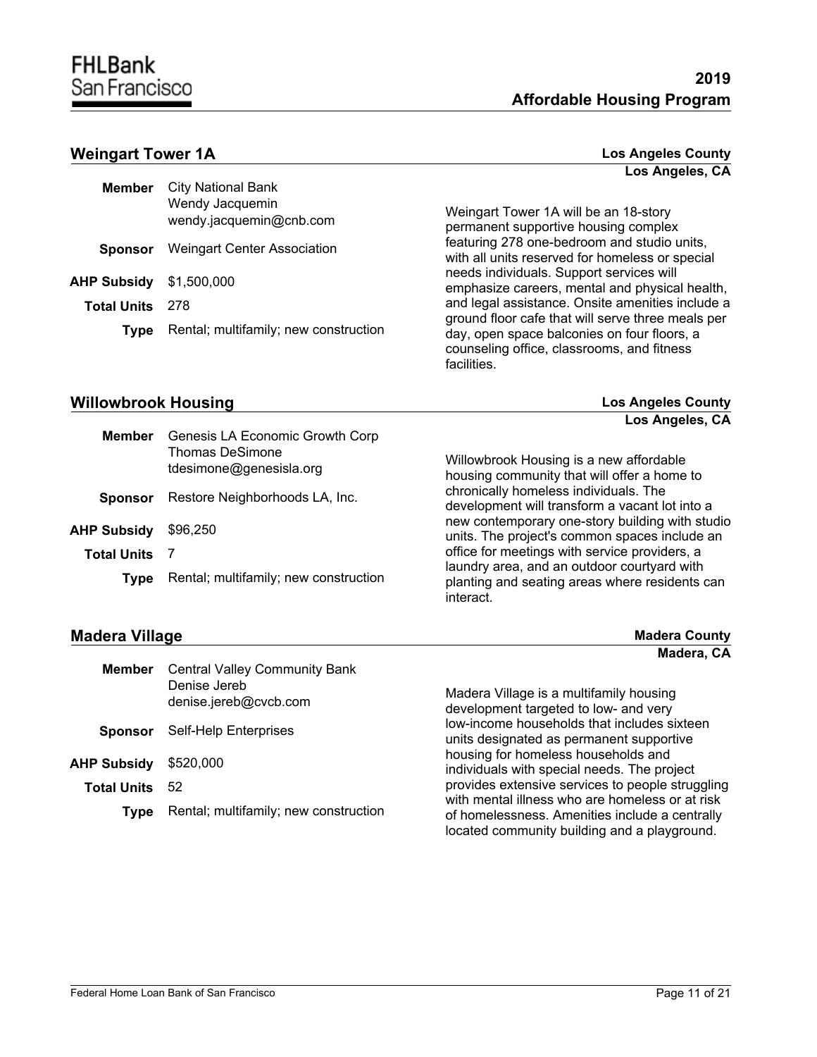## Weingart Tower 1A

**Los Angeles County**
**Los Angeles, CA**

| | |
|---|---|
| **Member** | City National Bank<br>Wendy Jacquemin<br>wendy.jacquemin@cnb.com |
| **Sponsor** | Weingart Center Association |
| **AHP Subsidy** | $1,500,000 |
| **Total Units** | 278 |
| **Type** | Rental; multifamily; new construction |

Weingart Tower 1A will be an 18-story permanent supportive housing complex featuring 278 one-bedroom and studio units, with all units reserved for homeless or special needs individuals. Support services will emphasize careers, mental and physical health, and legal assistance. Onsite amenities include a ground floor cafe that will serve three meals per day, open space balconies on four floors, a counseling office, classrooms, and fitness facilities.

## Willowbrook Housing

**Los Angeles County**
**Los Angeles, CA**

| | |
|---|---|
| **Member** | Genesis LA Economic Growth Corp<br>Thomas DeSimone<br>tdesimone@genesisla.org |
| **Sponsor** | Restore Neighborhoods LA, Inc. |
| **AHP Subsidy** | $96,250 |
| **Total Units** | 7 |
| **Type** | Rental; multifamily; new construction |

Willowbrook Housing is a new affordable housing community that will offer a home to chronically homeless individuals. The development will transform a vacant lot into a new contemporary one-story building with studio units. The project's common spaces include an office for meetings with service providers, a laundry area, and an outdoor courtyard with planting and seating areas where residents can interact.

## Madera Village

**Madera County**
**Madera, CA**

| | |
|---|---|
| **Member** | Central Valley Community Bank<br>Denise Jereb<br>denise.jereb@cvcb.com |
| **Sponsor** | Self-Help Enterprises |
| **AHP Subsidy** | $520,000 |
| **Total Units** | 52 |
| **Type** | Rental; multifamily; new construction |

Madera Village is a multifamily housing development targeted to low- and very low-income households that includes sixteen units designated as permanent supportive housing for homeless households and individuals with special needs. The project provides extensive services to people struggling with mental illness who are homeless or at risk of homelessness. Amenities include a centrally located community building and a playground.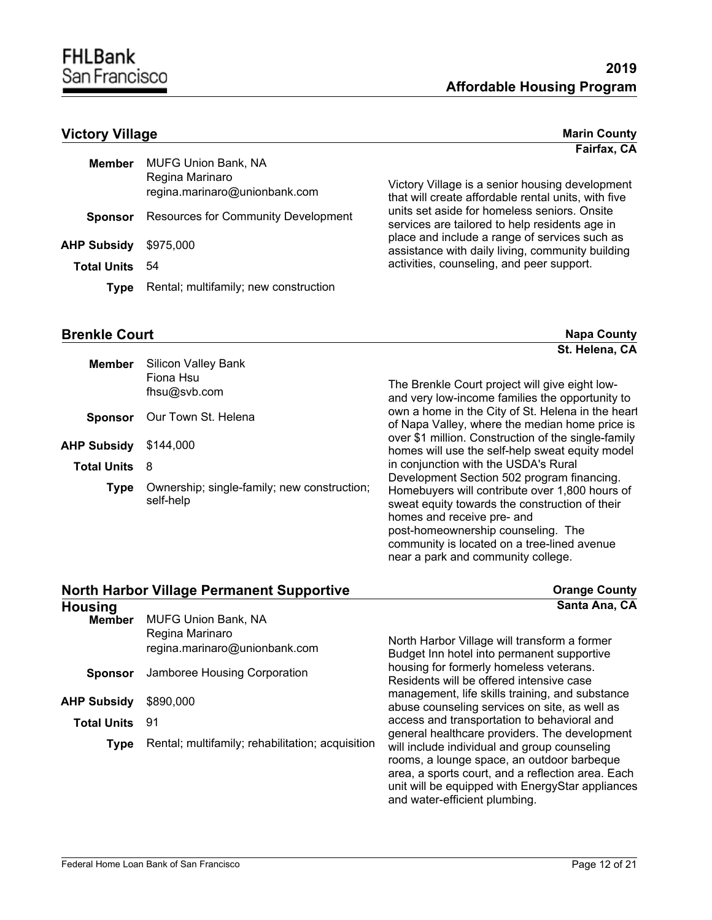## Victory Village

**Marin County**
**Fairfax, CA**

**Member** MUFG Union Bank, NA
Regina Marinaro
regina.marinaro@unionbank.com

**Sponsor** Resources for Community Development

**AHP Subsidy** $975,000

**Total Units** 54

**Type** Rental; multifamily; new construction

Victory Village is a senior housing development that will create affordable rental units, with five units set aside for homeless seniors. Onsite services are tailored to help residents age in place and include a range of services such as assistance with daily living, community building activities, counseling, and peer support.

## Brenkle Court

**Napa County**
**St. Helena, CA**

**Member** Silicon Valley Bank
Fiona Hsu
fhsu@svb.com

**Sponsor** Our Town St. Helena

**AHP Subsidy** $144,000

**Total Units** 8

**Type** Ownership; single-family; new construction; self-help

The Brenkle Court project will give eight low- and very low-income families the opportunity to own a home in the City of St. Helena in the heart of Napa Valley, where the median home price is over $1 million. Construction of the single-family homes will use the self-help sweat equity model in conjunction with the USDA's Rural Development Section 502 program financing. Homebuyers will contribute over 1,800 hours of sweat equity towards the construction of their homes and receive pre- and post-homeownership counseling. The community is located on a tree-lined avenue near a park and community college.

## North Harbor Village Permanent Supportive Housing

**Orange County**
**Santa Ana, CA**

**Member** MUFG Union Bank, NA
Regina Marinaro
regina.marinaro@unionbank.com

**Sponsor** Jamboree Housing Corporation

**AHP Subsidy** $890,000

**Total Units** 91

**Type** Rental; multifamily; rehabilitation; acquisition

North Harbor Village will transform a former Budget Inn hotel into permanent supportive housing for formerly homeless veterans. Residents will be offered intensive case management, life skills training, and substance abuse counseling services on site, as well as access and transportation to behavioral and general healthcare providers. The development will include individual and group counseling rooms, a lounge space, an outdoor barbeque area, a sports court, and a reflection area. Each unit will be equipped with EnergyStar appliances and water-efficient plumbing.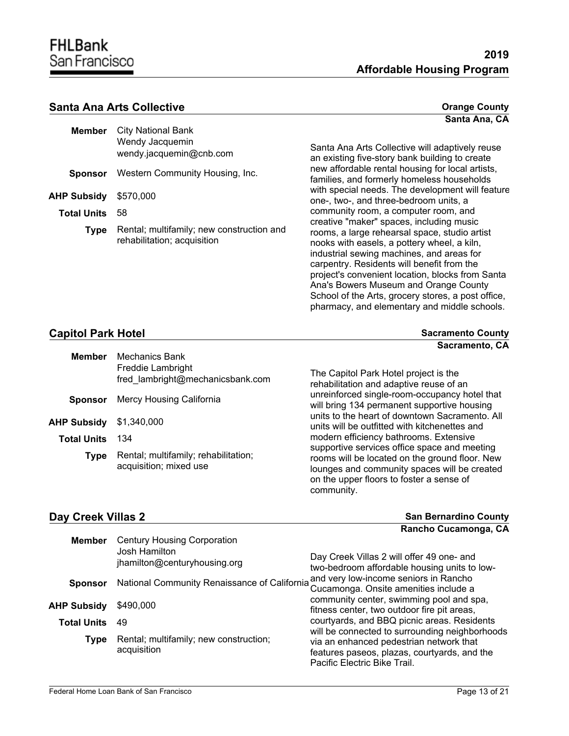## Santa Ana Arts Collective

**Orange County**
**Santa Ana, CA**

**Member** City National Bank
Wendy Jacquemin
wendy.jacquemin@cnb.com

**Sponsor** Western Community Housing, Inc.

**AHP Subsidy** $570,000

**Total Units** 58

**Type** Rental; multifamily; new construction and rehabilitation; acquisition

Santa Ana Arts Collective will adaptively reuse an existing five-story bank building to create new affordable rental housing for local artists, families, and formerly homeless households with special needs. The development will feature one-, two-, and three-bedroom units, a community room, a computer room, and creative "maker" spaces, including music rooms, a large rehearsal space, studio artist nooks with easels, a pottery wheel, a kiln, industrial sewing machines, and areas for carpentry. Residents will benefit from the project's convenient location, blocks from Santa Ana's Bowers Museum and Orange County School of the Arts, grocery stores, a post office, pharmacy, and elementary and middle schools.

## Capitol Park Hotel

**Sacramento County**
**Sacramento, CA**

**Member** Mechanics Bank
Freddie Lambright
fred_lambright@mechanicsbank.com

**Sponsor** Mercy Housing California

**AHP Subsidy** $1,340,000

**Total Units** 134

**Type** Rental; multifamily; rehabilitation; acquisition; mixed use

The Capitol Park Hotel project is the rehabilitation and adaptive reuse of an unreinforced single-room-occupancy hotel that will bring 134 permanent supportive housing units to the heart of downtown Sacramento. All units will be outfitted with kitchenettes and modern efficiency bathrooms. Extensive supportive services office space and meeting rooms will be located on the ground floor. New lounges and community spaces will be created on the upper floors to foster a sense of community.

## Day Creek Villas 2

**San Bernardino County**
**Rancho Cucamonga, CA**

**Member** Century Housing Corporation
Josh Hamilton
jhamilton@centuryhousing.org

**Sponsor** National Community Renaissance of California

**AHP Subsidy** $490,000

**Total Units** 49

**Type** Rental; multifamily; new construction; acquisition

Day Creek Villas 2 will offer 49 one- and two-bedroom affordable housing units to low- and very low-income seniors in Rancho Cucamonga. Onsite amenities include a community center, swimming pool and spa, fitness center, two outdoor fire pit areas, courtyards, and BBQ picnic areas. Residents will be connected to surrounding neighborhoods via an enhanced pedestrian network that features paseos, plazas, courtyards, and the Pacific Electric Bike Trail.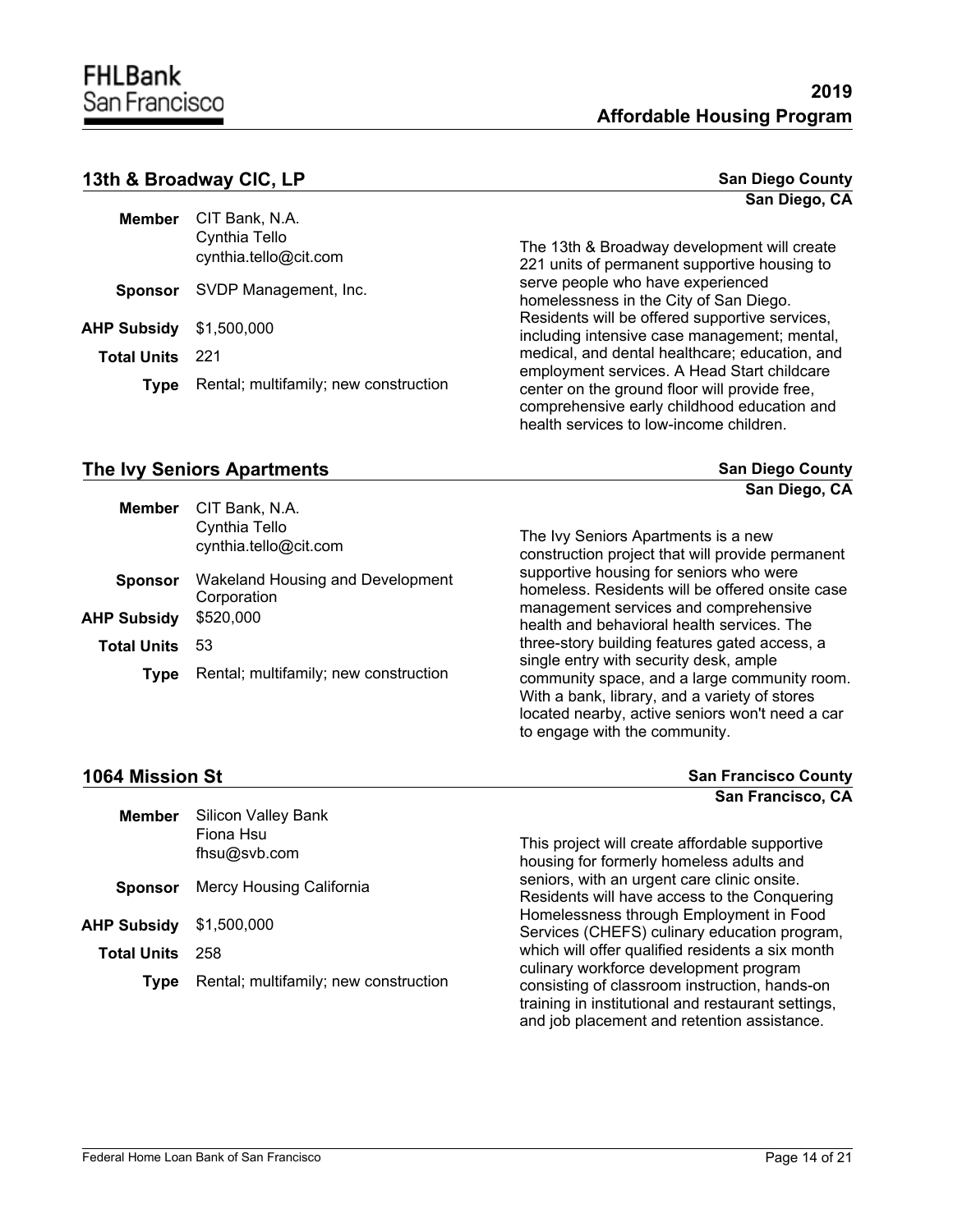## 13th & Broadway CIC, LP

**San Diego County**
**San Diego, CA**

| | |
|---|---|
| **Member** | CIT Bank, N.A.<br>Cynthia Tello<br>cynthia.tello@cit.com |
| **Sponsor** | SVDP Management, Inc. |
| **AHP Subsidy** | $1,500,000 |
| **Total Units** | 221 |
| **Type** | Rental; multifamily; new construction |

The 13th & Broadway development will create 221 units of permanent supportive housing to serve people who have experienced homelessness in the City of San Diego. Residents will be offered supportive services, including intensive case management; mental, medical, and dental healthcare; education, and employment services. A Head Start childcare center on the ground floor will provide free, comprehensive early childhood education and health services to low-income children.

## The Ivy Seniors Apartments

**San Diego County**
**San Diego, CA**

| | |
|---|---|
| **Member** | CIT Bank, N.A.<br>Cynthia Tello<br>cynthia.tello@cit.com |
| **Sponsor** | Wakeland Housing and Development Corporation |
| **AHP Subsidy** | $520,000 |
| **Total Units** | 53 |
| **Type** | Rental; multifamily; new construction |

The Ivy Seniors Apartments is a new construction project that will provide permanent supportive housing for seniors who were homeless. Residents will be offered onsite case management services and comprehensive health and behavioral health services. The three-story building features gated access, a single entry with security desk, ample community space, and a large community room. With a bank, library, and a variety of stores located nearby, active seniors won't need a car to engage with the community.

## 1064 Mission St

**San Francisco County**
**San Francisco, CA**

| | |
|---|---|
| **Member** | Silicon Valley Bank<br>Fiona Hsu<br>fhsu@svb.com |
| **Sponsor** | Mercy Housing California |
| **AHP Subsidy** | $1,500,000 |
| **Total Units** | 258 |
| **Type** | Rental; multifamily; new construction |

This project will create affordable supportive housing for formerly homeless adults and seniors, with an urgent care clinic onsite. Residents will have access to the Conquering Homelessness through Employment in Food Services (CHEFS) culinary education program, which will offer qualified residents a six month culinary workforce development program consisting of classroom instruction, hands-on training in institutional and restaurant settings, and job placement and retention assistance.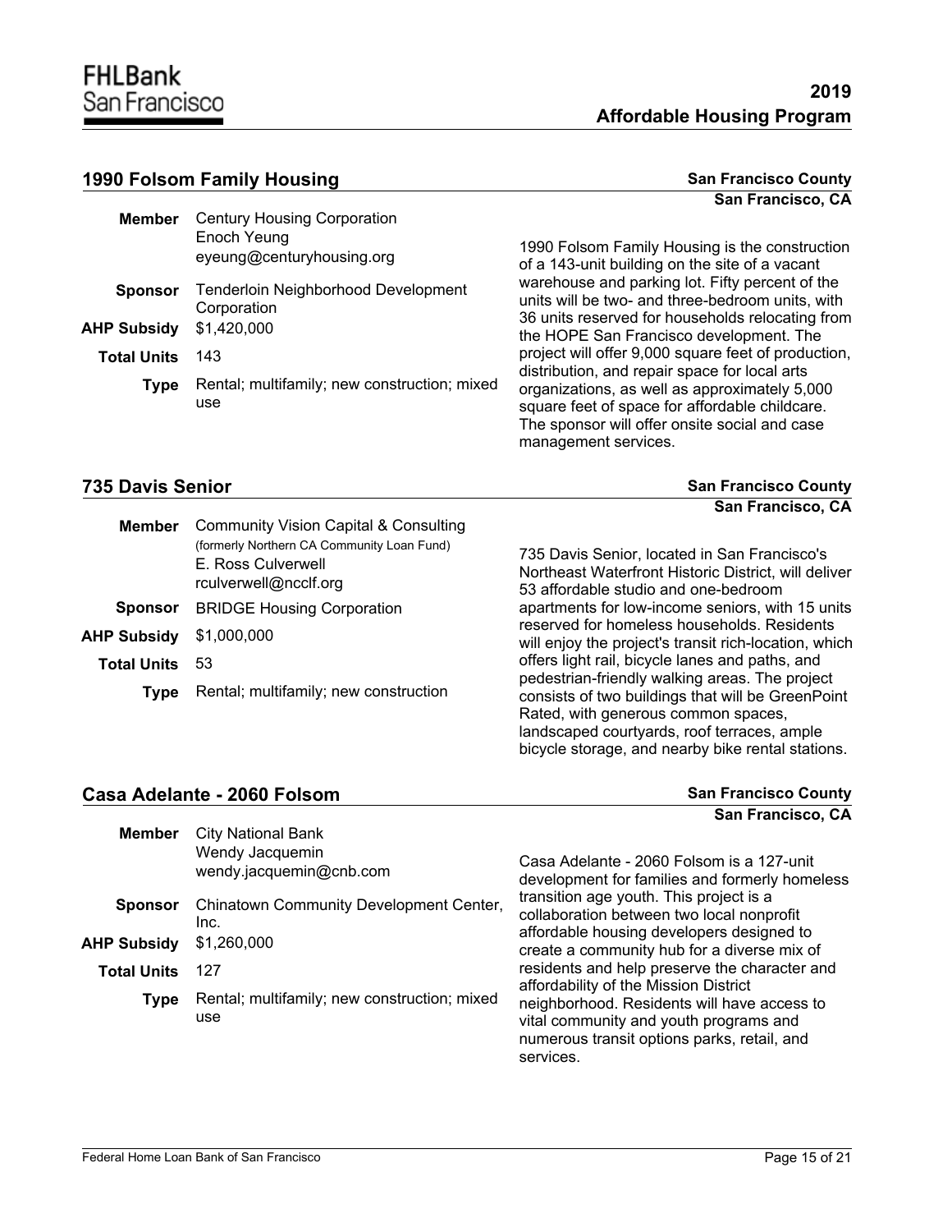## 1990 Folsom Family Housing

**San Francisco County**
**San Francisco, CA**

| | |
|---|---|
| **Member** | Century Housing Corporation<br>Enoch Yeung<br>eyeung@centuryhousing.org |
| **Sponsor** | Tenderloin Neighborhood Development Corporation |
| **AHP Subsidy** | $1,420,000 |
| **Total Units** | 143 |
| **Type** | Rental; multifamily; new construction; mixed use |

1990 Folsom Family Housing is the construction of a 143-unit building on the site of a vacant warehouse and parking lot. Fifty percent of the units will be two- and three-bedroom units, with 36 units reserved for households relocating from the HOPE San Francisco development. The project will offer 9,000 square feet of production, distribution, and repair space for local arts organizations, as well as approximately 5,000 square feet of space for affordable childcare. The sponsor will offer onsite social and case management services.

## 735 Davis Senior

**San Francisco County**
**San Francisco, CA**

| | |
|---|---|
| **Member** | Community Vision Capital & Consulting<br>(formerly Northern CA Community Loan Fund)<br>E. Ross Culverwell<br>rculverwell@ncclf.org |
| **Sponsor** | BRIDGE Housing Corporation |
| **AHP Subsidy** | $1,000,000 |
| **Total Units** | 53 |
| **Type** | Rental; multifamily; new construction |

735 Davis Senior, located in San Francisco's Northeast Waterfront Historic District, will deliver 53 affordable studio and one-bedroom apartments for low-income seniors, with 15 units reserved for homeless households. Residents will enjoy the project's transit rich-location, which offers light rail, bicycle lanes and paths, and pedestrian-friendly walking areas. The project consists of two buildings that will be GreenPoint Rated, with generous common spaces, landscaped courtyards, roof terraces, ample bicycle storage, and nearby bike rental stations.

## Casa Adelante - 2060 Folsom

**San Francisco County**
**San Francisco, CA**

| | |
|---|---|
| **Member** | City National Bank<br>Wendy Jacquemin<br>wendy.jacquemin@cnb.com |
| **Sponsor** | Chinatown Community Development Center, Inc. |
| **AHP Subsidy** | $1,260,000 |
| **Total Units** | 127 |
| **Type** | Rental; multifamily; new construction; mixed use |

Casa Adelante - 2060 Folsom is a 127-unit development for families and formerly homeless transition age youth. This project is a collaboration between two local nonprofit affordable housing developers designed to create a community hub for a diverse mix of residents and help preserve the character and affordability of the Mission District neighborhood. Residents will have access to vital community and youth programs and numerous transit options parks, retail, and services.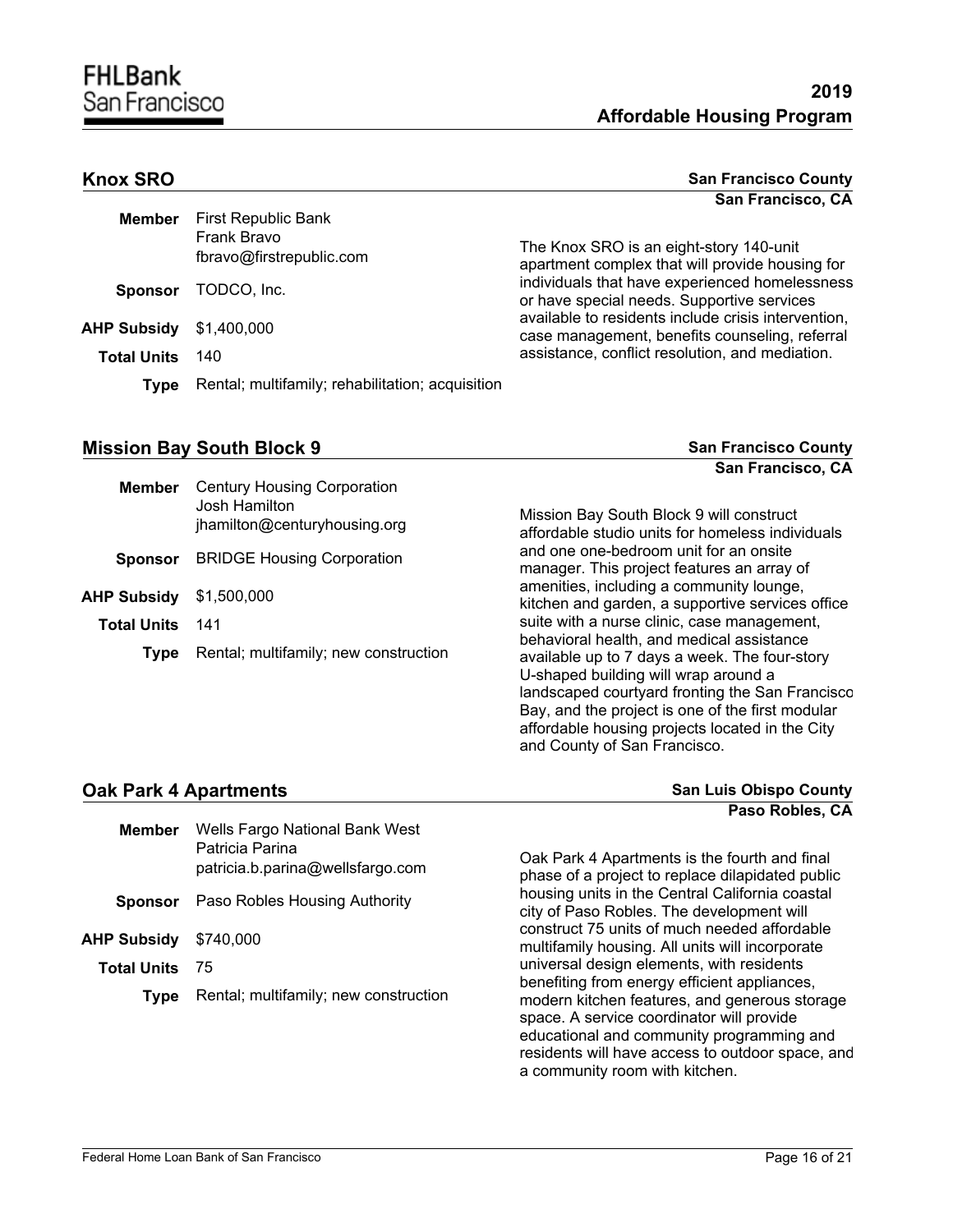## Knox SRO

**San Francisco County**
**San Francisco, CA**

**Member** First Republic Bank
Frank Bravo
fbravo@firstrepublic.com

**Sponsor** TODCO, Inc.

**AHP Subsidy** $1,400,000

**Total Units** 140

**Type** Rental; multifamily; rehabilitation; acquisition

The Knox SRO is an eight-story 140-unit apartment complex that will provide housing for individuals that have experienced homelessness or have special needs. Supportive services available to residents include crisis intervention, case management, benefits counseling, referral assistance, conflict resolution, and mediation.

## Mission Bay South Block 9

**San Francisco County**
**San Francisco, CA**

**Member** Century Housing Corporation
Josh Hamilton
jhamilton@centuryhousing.org

**Sponsor** BRIDGE Housing Corporation

**AHP Subsidy** $1,500,000

**Total Units** 141

**Type** Rental; multifamily; new construction

Mission Bay South Block 9 will construct affordable studio units for homeless individuals and one one-bedroom unit for an onsite manager. This project features an array of amenities, including a community lounge, kitchen and garden, a supportive services office suite with a nurse clinic, case management, behavioral health, and medical assistance available up to 7 days a week. The four-story U-shaped building will wrap around a landscaped courtyard fronting the San Francisco Bay, and the project is one of the first modular affordable housing projects located in the City and County of San Francisco.

## Oak Park 4 Apartments

**San Luis Obispo County**
**Paso Robles, CA**

**Member** Wells Fargo National Bank West
Patricia Parina
patricia.b.parina@wellsfargo.com

**Sponsor** Paso Robles Housing Authority

**AHP Subsidy** $740,000

**Total Units** 75

**Type** Rental; multifamily; new construction

Oak Park 4 Apartments is the fourth and final phase of a project to replace dilapidated public housing units in the Central California coastal city of Paso Robles. The development will construct 75 units of much needed affordable multifamily housing. All units will incorporate universal design elements, with residents benefiting from energy efficient appliances, modern kitchen features, and generous storage space. A service coordinator will provide educational and community programming and residents will have access to outdoor space, and a community room with kitchen.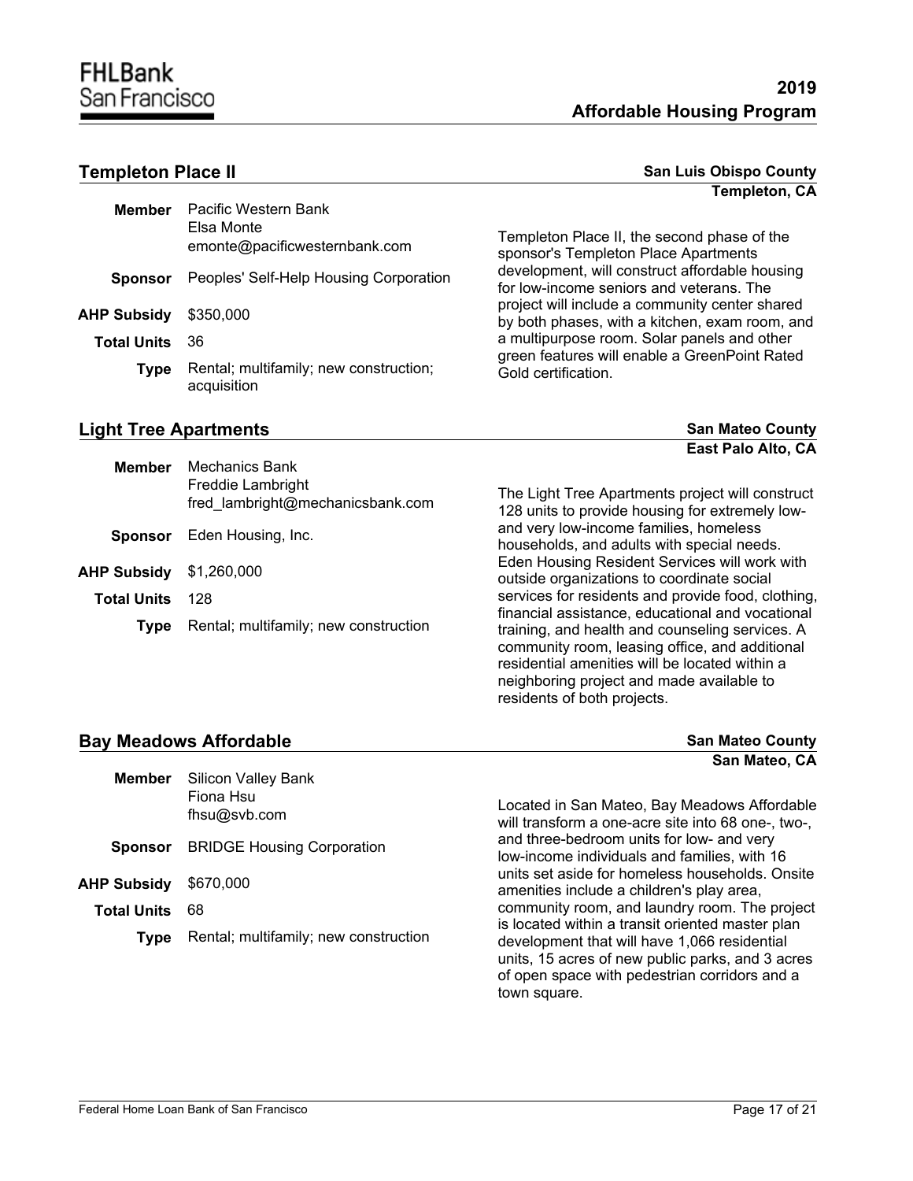## Templeton Place II

**San Luis Obispo County**
**Templeton, CA**

| | |
|---|---|
| **Member** | Pacific Western Bank<br>Elsa Monte<br>emonte@pacificwesternbank.com |
| **Sponsor** | Peoples' Self-Help Housing Corporation |
| **AHP Subsidy** | $350,000 |
| **Total Units** | 36 |
| **Type** | Rental; multifamily; new construction; acquisition |

Templeton Place II, the second phase of the sponsor's Templeton Place Apartments development, will construct affordable housing for low-income seniors and veterans. The project will include a community center shared by both phases, with a kitchen, exam room, and a multipurpose room. Solar panels and other green features will enable a GreenPoint Rated Gold certification.

## Light Tree Apartments

**San Mateo County**
**East Palo Alto, CA**

| | |
|---|---|
| **Member** | Mechanics Bank<br>Freddie Lambright<br>fred_lambright@mechanicsbank.com |
| **Sponsor** | Eden Housing, Inc. |
| **AHP Subsidy** | $1,260,000 |
| **Total Units** | 128 |
| **Type** | Rental; multifamily; new construction |

The Light Tree Apartments project will construct 128 units to provide housing for extremely low- and very low-income families, homeless households, and adults with special needs. Eden Housing Resident Services will work with outside organizations to coordinate social services for residents and provide food, clothing, financial assistance, educational and vocational training, and health and counseling services. A community room, leasing office, and additional residential amenities will be located within a neighboring project and made available to residents of both projects.

## Bay Meadows Affordable

**San Mateo County**
**San Mateo, CA**

| | |
|---|---|
| **Member** | Silicon Valley Bank<br>Fiona Hsu<br>fhsu@svb.com |
| **Sponsor** | BRIDGE Housing Corporation |
| **AHP Subsidy** | $670,000 |
| **Total Units** | 68 |
| **Type** | Rental; multifamily; new construction |

Located in San Mateo, Bay Meadows Affordable will transform a one-acre site into 68 one-, two-, and three-bedroom units for low- and very low-income individuals and families, with 16 units set aside for homeless households. Onsite amenities include a children's play area, community room, and laundry room. The project is located within a transit oriented master plan development that will have 1,066 residential units, 15 acres of new public parks, and 3 acres of open space with pedestrian corridors and a town square.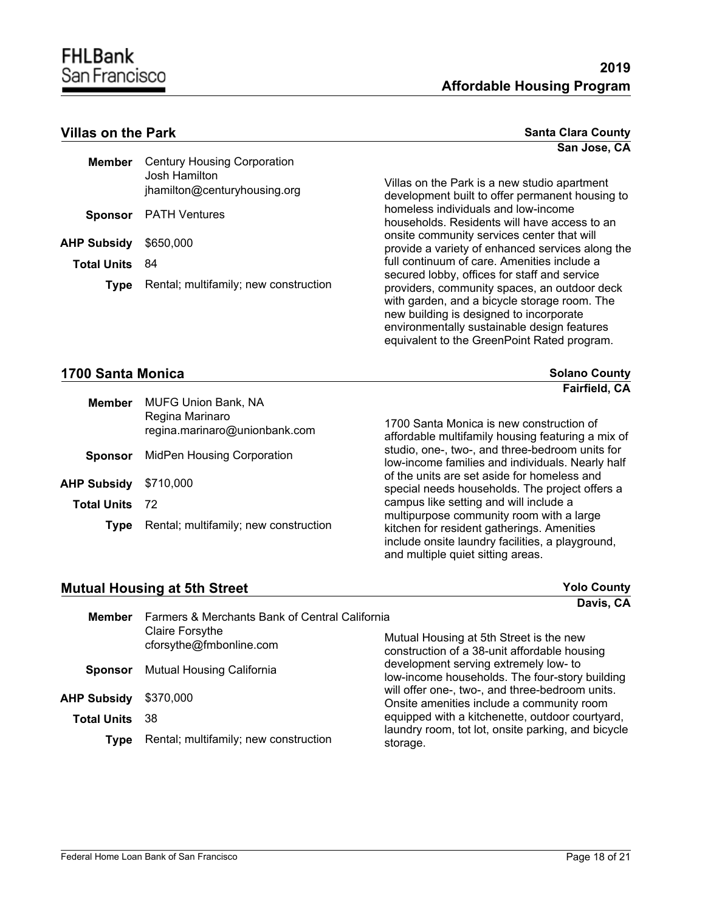## Villas on the Park

**Santa Clara County**
**San Jose, CA**

**Member** Century Housing Corporation
Josh Hamilton
jhamilton@centuryhousing.org

**Sponsor** PATH Ventures

**AHP Subsidy** $650,000

**Total Units** 84

**Type** Rental; multifamily; new construction

Villas on the Park is a new studio apartment development built to offer permanent housing to homeless individuals and low-income households. Residents will have access to an onsite community services center that will provide a variety of enhanced services along the full continuum of care. Amenities include a secured lobby, offices for staff and service providers, community spaces, an outdoor deck with garden, and a bicycle storage room. The new building is designed to incorporate environmentally sustainable design features equivalent to the GreenPoint Rated program.

## 1700 Santa Monica

**Solano County**
**Fairfield, CA**

**Member** MUFG Union Bank, NA
Regina Marinaro
regina.marinaro@unionbank.com

**Sponsor** MidPen Housing Corporation

**AHP Subsidy** $710,000

**Total Units** 72

**Type** Rental; multifamily; new construction

1700 Santa Monica is new construction of affordable multifamily housing featuring a mix of studio, one-, two-, and three-bedroom units for low-income families and individuals. Nearly half of the units are set aside for homeless and special needs households. The project offers a campus like setting and will include a multipurpose community room with a large kitchen for resident gatherings. Amenities include onsite laundry facilities, a playground, and multiple quiet sitting areas.

## Mutual Housing at 5th Street

**Yolo County**
**Davis, CA**

**Member** Farmers & Merchants Bank of Central California
Claire Forsythe
cforsythe@fmbonline.com

**Sponsor** Mutual Housing California

**AHP Subsidy** $370,000

**Total Units** 38

**Type** Rental; multifamily; new construction

Mutual Housing at 5th Street is the new construction of a 38-unit affordable housing development serving extremely low- to low-income households. The four-story building will offer one-, two-, and three-bedroom units. Onsite amenities include a community room equipped with a kitchenette, outdoor courtyard, laundry room, tot lot, onsite parking, and bicycle storage.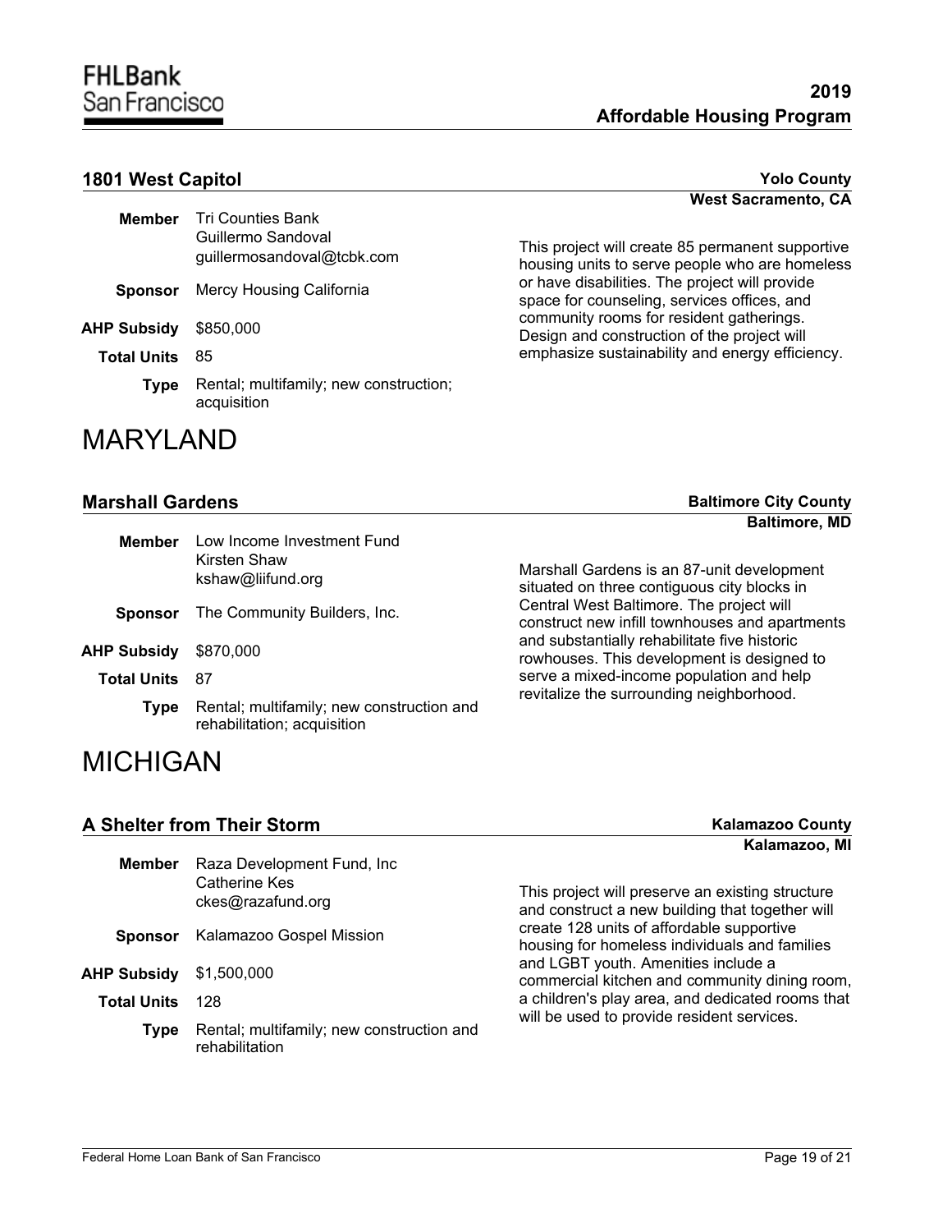## 1801 West Capitol

**Yolo County**
**West Sacramento, CA**

**Member** Tri Counties Bank
Guillermo Sandoval
guillermosandoval@tcbk.com

**Sponsor** Mercy Housing California

**AHP Subsidy** $850,000

**Total Units** 85

**Type** Rental; multifamily; new construction; acquisition

This project will create 85 permanent supportive housing units to serve people who are homeless or have disabilities. The project will provide space for counseling, services offices, and community rooms for resident gatherings. Design and construction of the project will emphasize sustainability and energy efficiency.

# MARYLAND

## Marshall Gardens

**Baltimore City County**
**Baltimore, MD**

**Member** Low Income Investment Fund
Kirsten Shaw
kshaw@liifund.org

**Sponsor** The Community Builders, Inc.

**AHP Subsidy** $870,000

**Total Units** 87

**Type** Rental; multifamily; new construction and rehabilitation; acquisition

Marshall Gardens is an 87-unit development situated on three contiguous city blocks in Central West Baltimore. The project will construct new infill townhouses and apartments and substantially rehabilitate five historic rowhouses. This development is designed to serve a mixed-income population and help revitalize the surrounding neighborhood.

# MICHIGAN

## A Shelter from Their Storm

**Kalamazoo County**
**Kalamazoo, MI**

**Member** Raza Development Fund, Inc
Catherine Kes
ckes@razafund.org

**Sponsor** Kalamazoo Gospel Mission

**AHP Subsidy** $1,500,000

**Total Units** 128

**Type** Rental; multifamily; new construction and rehabilitation

This project will preserve an existing structure and construct a new building that together will create 128 units of affordable supportive housing for homeless individuals and families and LGBT youth. Amenities include a commercial kitchen and community dining room, a children's play area, and dedicated rooms that will be used to provide resident services.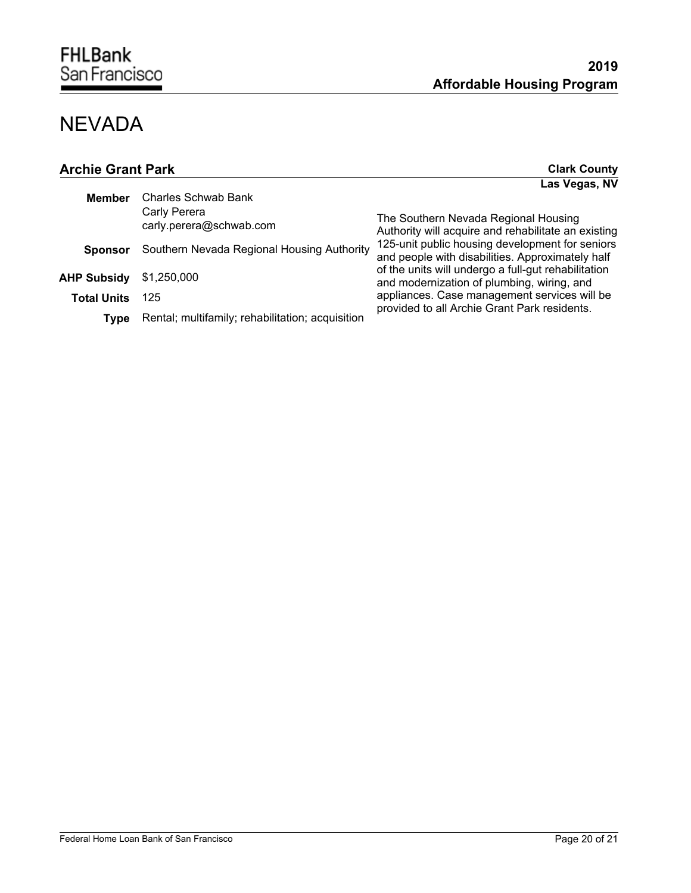# NEVADA

## Archie Grant Park

**Clark County**
**Las Vegas, NV**

| | |
|---|---|
| **Member** | Charles Schwab Bank<br>Carly Perera<br>carly.perera@schwab.com |
| **Sponsor** | Southern Nevada Regional Housing Authority |
| **AHP Subsidy** | $1,250,000 |
| **Total Units** | 125 |
| **Type** | Rental; multifamily; rehabilitation; acquisition |

The Southern Nevada Regional Housing Authority will acquire and rehabilitate an existing 125-unit public housing development for seniors and people with disabilities. Approximately half of the units will undergo a full-gut rehabilitation and modernization of plumbing, wiring, and appliances. Case management services will be provided to all Archie Grant Park residents.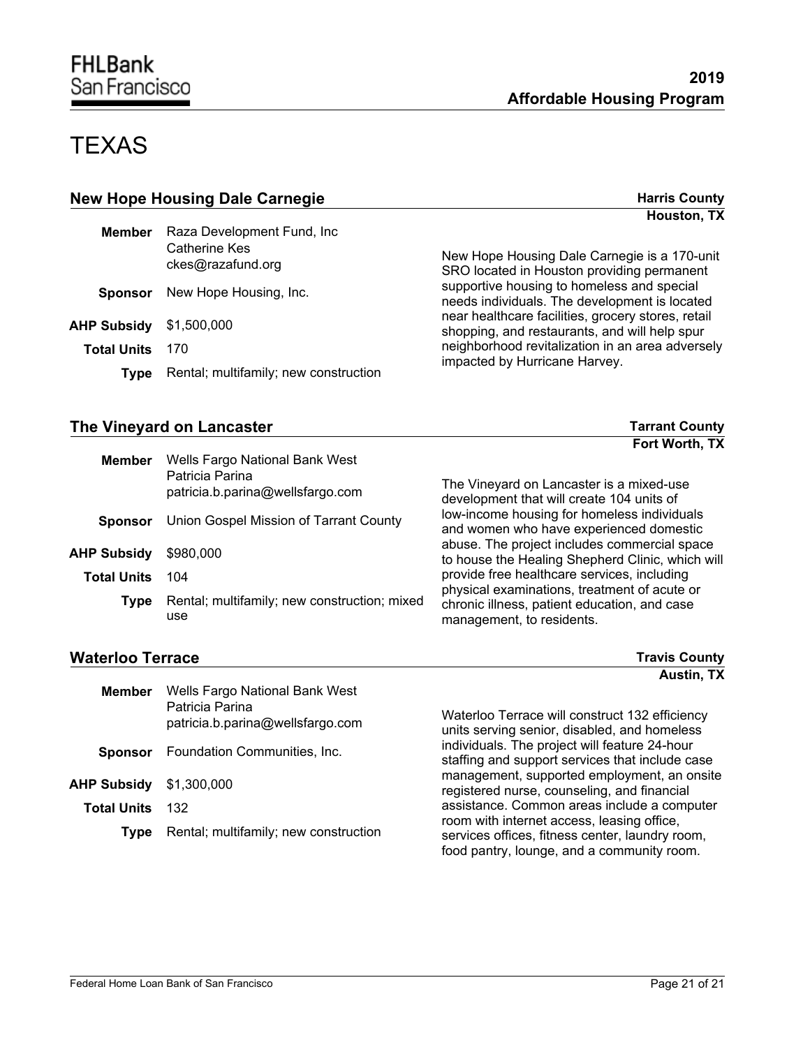# TEXAS

## New Hope Housing Dale Carnegie

**Harris County**
**Houston, TX**

**Member** Raza Development Fund, Inc
Catherine Kes
ckes@razafund.org

**Sponsor** New Hope Housing, Inc.

**AHP Subsidy** $1,500,000

**Total Units** 170

**Type** Rental; multifamily; new construction

New Hope Housing Dale Carnegie is a 170-unit SRO located in Houston providing permanent supportive housing to homeless and special needs individuals. The development is located near healthcare facilities, grocery stores, retail shopping, and restaurants, and will help spur neighborhood revitalization in an area adversely impacted by Hurricane Harvey.

## The Vineyard on Lancaster

**Tarrant County**
**Fort Worth, TX**

**Member** Wells Fargo National Bank West
Patricia Parina
patricia.b.parina@wellsfargo.com

**Sponsor** Union Gospel Mission of Tarrant County

**AHP Subsidy** $980,000

**Total Units** 104

**Type** Rental; multifamily; new construction; mixed use

The Vineyard on Lancaster is a mixed-use development that will create 104 units of low-income housing for homeless individuals and women who have experienced domestic abuse. The project includes commercial space to house the Healing Shepherd Clinic, which will provide free healthcare services, including physical examinations, treatment of acute or chronic illness, patient education, and case management, to residents.

## Waterloo Terrace

**Travis County**
**Austin, TX**

**Member** Wells Fargo National Bank West
Patricia Parina
patricia.b.parina@wellsfargo.com

**Sponsor** Foundation Communities, Inc.

**AHP Subsidy** $1,300,000

**Total Units** 132

**Type** Rental; multifamily; new construction

Waterloo Terrace will construct 132 efficiency units serving senior, disabled, and homeless individuals. The project will feature 24-hour staffing and support services that include case management, supported employment, an onsite registered nurse, counseling, and financial assistance. Common areas include a computer room with internet access, leasing office, services offices, fitness center, laundry room, food pantry, lounge, and a community room.